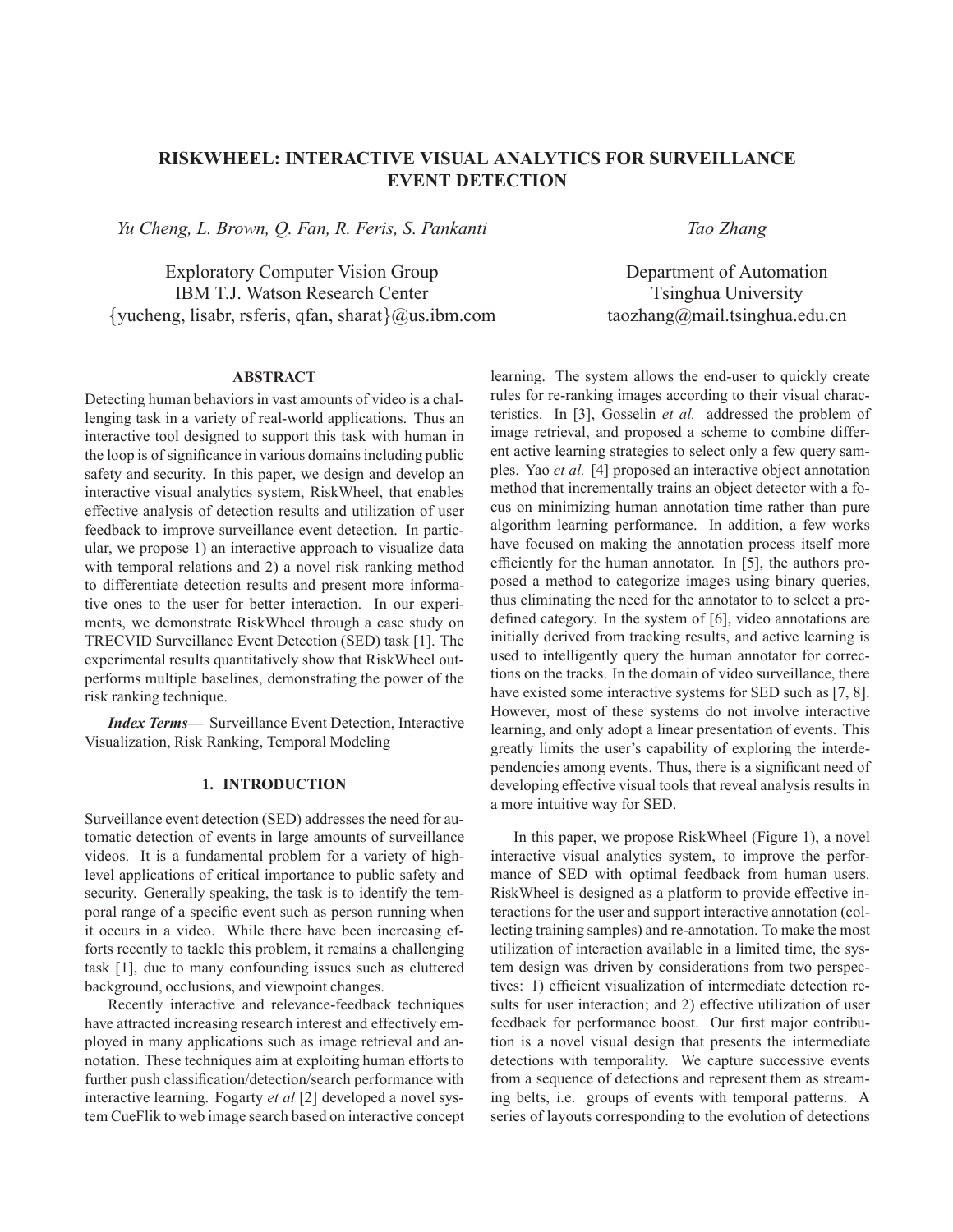# RISKWHEEL: INTERACTIVE VISUAL ANALYTICS FOR SURVEILLANCE EVENT DETECTION

*Yu Cheng, L. Brown, Q. Fan, R. Feris, S. Pankanti*

Exploratory Computer Vision Group
IBM T.J. Watson Research Center
{yucheng, lisabr, rsferis, qfan, sharat}@us.ibm.com

*Tao Zhang*

Department of Automation
Tsinghua University
taozhang@mail.tsinghua.edu.cn

## ABSTRACT

Detecting human behaviors in vast amounts of video is a challenging task in a variety of real-world applications. Thus an interactive tool designed to support this task with human in the loop is of significance in various domains including public safety and security. In this paper, we design and develop an interactive visual analytics system, RiskWheel, that enables effective analysis of detection results and utilization of user feedback to improve surveillance event detection. In particular, we propose 1) an interactive approach to visualize data with temporal relations and 2) a novel risk ranking method to differentiate detection results and present more informative ones to the user for better interaction. In our experiments, we demonstrate RiskWheel through a case study on TRECVID Surveillance Event Detection (SED) task [1]. The experimental results quantitatively show that RiskWheel outperforms multiple baselines, demonstrating the power of the risk ranking technique.

***Index Terms*****—** Surveillance Event Detection, Interactive Visualization, Risk Ranking, Temporal Modeling

## 1. INTRODUCTION

Surveillance event detection (SED) addresses the need for automatic detection of events in large amounts of surveillance videos. It is a fundamental problem for a variety of high-level applications of critical importance to public safety and security. Generally speaking, the task is to identify the temporal range of a specific event such as person running when it occurs in a video. While there have been increasing efforts recently to tackle this problem, it remains a challenging task [1], due to many confounding issues such as cluttered background, occlusions, and viewpoint changes.

Recently interactive and relevance-feedback techniques have attracted increasing research interest and effectively employed in many applications such as image retrieval and annotation. These techniques aim at exploiting human efforts to further push classification/detection/search performance with interactive learning. Fogarty *et al* [2] developed a novel system CueFlik to web image search based on interactive concept learning. The system allows the end-user to quickly create rules for re-ranking images according to their visual characteristics. In [3], Gosselin *et al.* addressed the problem of image retrieval, and proposed a scheme to combine different active learning strategies to select only a few query samples. Yao *et al.* [4] proposed an interactive object annotation method that incrementally trains an object detector with a focus on minimizing human annotation time rather than pure algorithm learning performance. In addition, a few works have focused on making the annotation process itself more efficiently for the human annotator. In [5], the authors proposed a method to categorize images using binary queries, thus eliminating the need for the annotator to to select a predefined category. In the system of [6], video annotations are initially derived from tracking results, and active learning is used to intelligently query the human annotator for corrections on the tracks. In the domain of video surveillance, there have existed some interactive systems for SED such as [7, 8]. However, most of these systems do not involve interactive learning, and only adopt a linear presentation of events. This greatly limits the user's capability of exploring the interdependencies among events. Thus, there is a significant need of developing effective visual tools that reveal analysis results in a more intuitive way for SED.

In this paper, we propose RiskWheel (Figure 1), a novel interactive visual analytics system, to improve the performance of SED with optimal feedback from human users. RiskWheel is designed as a platform to provide effective interactions for the user and support interactive annotation (collecting training samples) and re-annotation. To make the most utilization of interaction available in a limited time, the system design was driven by considerations from two perspectives: 1) efficient visualization of intermediate detection results for user interaction; and 2) effective utilization of user feedback for performance boost. Our first major contribution is a novel visual design that presents the intermediate detections with temporality. We capture successive events from a sequence of detections and represent them as streaming belts, i.e. groups of events with temporal patterns. A series of layouts corresponding to the evolution of detections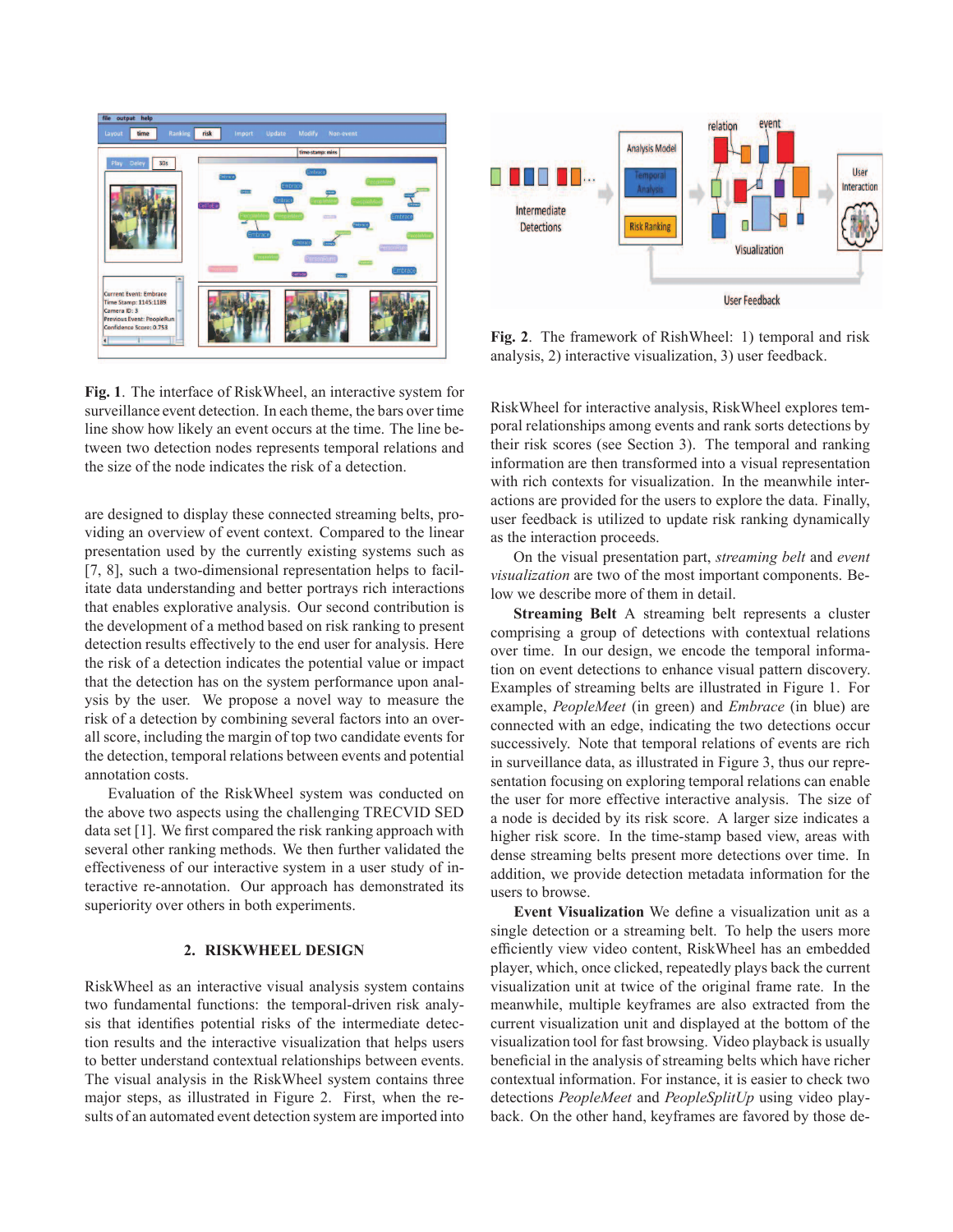Fig. 1. The interface of RiskWheel, an interactive system for surveillance event detection. In each theme, the bars over time line show how likely an event occurs at the time. The line between two detection nodes represents temporal relations and the size of the node indicates the risk of a detection.

Fig. 2. The framework of RishWheel: 1) temporal and risk analysis, 2) interactive visualization, 3) user feedback.

are designed to display these connected streaming belts, providing an overview of event context. Compared to the linear presentation used by the currently existing systems such as [7, 8], such a two-dimensional representation helps to facilitate data understanding and better portrays rich interactions that enables explorative analysis. Our second contribution is the development of a method based on risk ranking to present detection results effectively to the end user for analysis. Here the risk of a detection indicates the potential value or impact that the detection has on the system performance upon analysis by the user. We propose a novel way to measure the risk of a detection by combining several factors into an overall score, including the margin of top two candidate events for the detection, temporal relations between events and potential annotation costs.

Evaluation of the RiskWheel system was conducted on the above two aspects using the challenging TRECVID SED data set [1]. We first compared the risk ranking approach with several other ranking methods. We then further validated the effectiveness of our interactive system in a user study of interactive re-annotation. Our approach has demonstrated its superiority over others in both experiments.

## 2. RISKWHEEL DESIGN

RiskWheel as an interactive visual analysis system contains two fundamental functions: the temporal-driven risk analysis that identifies potential risks of the intermediate detection results and the interactive visualization that helps users to better understand contextual relationships between events. The visual analysis in the RiskWheel system contains three major steps, as illustrated in Figure 2. First, when the results of an automated event detection system are imported into RiskWheel for interactive analysis, RiskWheel explores temporal relationships among events and rank sorts detections by their risk scores (see Section 3). The temporal and ranking information are then transformed into a visual representation with rich contexts for visualization. In the meanwhile interactions are provided for the users to explore the data. Finally, user feedback is utilized to update risk ranking dynamically as the interaction proceeds.

On the visual presentation part, *streaming belt* and *event visualization* are two of the most important components. Below we describe more of them in detail.

**Streaming Belt** A streaming belt represents a cluster comprising a group of detections with contextual relations over time. In our design, we encode the temporal information on event detections to enhance visual pattern discovery. Examples of streaming belts are illustrated in Figure 1. For example, *PeopleMeet* (in green) and *Embrace* (in blue) are connected with an edge, indicating the two detections occur successively. Note that temporal relations of events are rich in surveillance data, as illustrated in Figure 3, thus our representation focusing on exploring temporal relations can enable the user for more effective interactive analysis. The size of a node is decided by its risk score. A larger size indicates a higher risk score. In the time-stamp based view, areas with dense streaming belts present more detections over time. In addition, we provide detection metadata information for the users to browse.

**Event Visualization** We define a visualization unit as a single detection or a streaming belt. To help the users more efficiently view video content, RiskWheel has an embedded player, which, once clicked, repeatedly plays back the current visualization unit at twice of the original frame rate. In the meanwhile, multiple keyframes are also extracted from the current visualization unit and displayed at the bottom of the visualization tool for fast browsing. Video playback is usually beneficial in the analysis of streaming belts which have richer contextual information. For instance, it is easier to check two detections *PeopleMeet* and *PeopleSplitUp* using video playback. On the other hand, keyframes are favored by those de-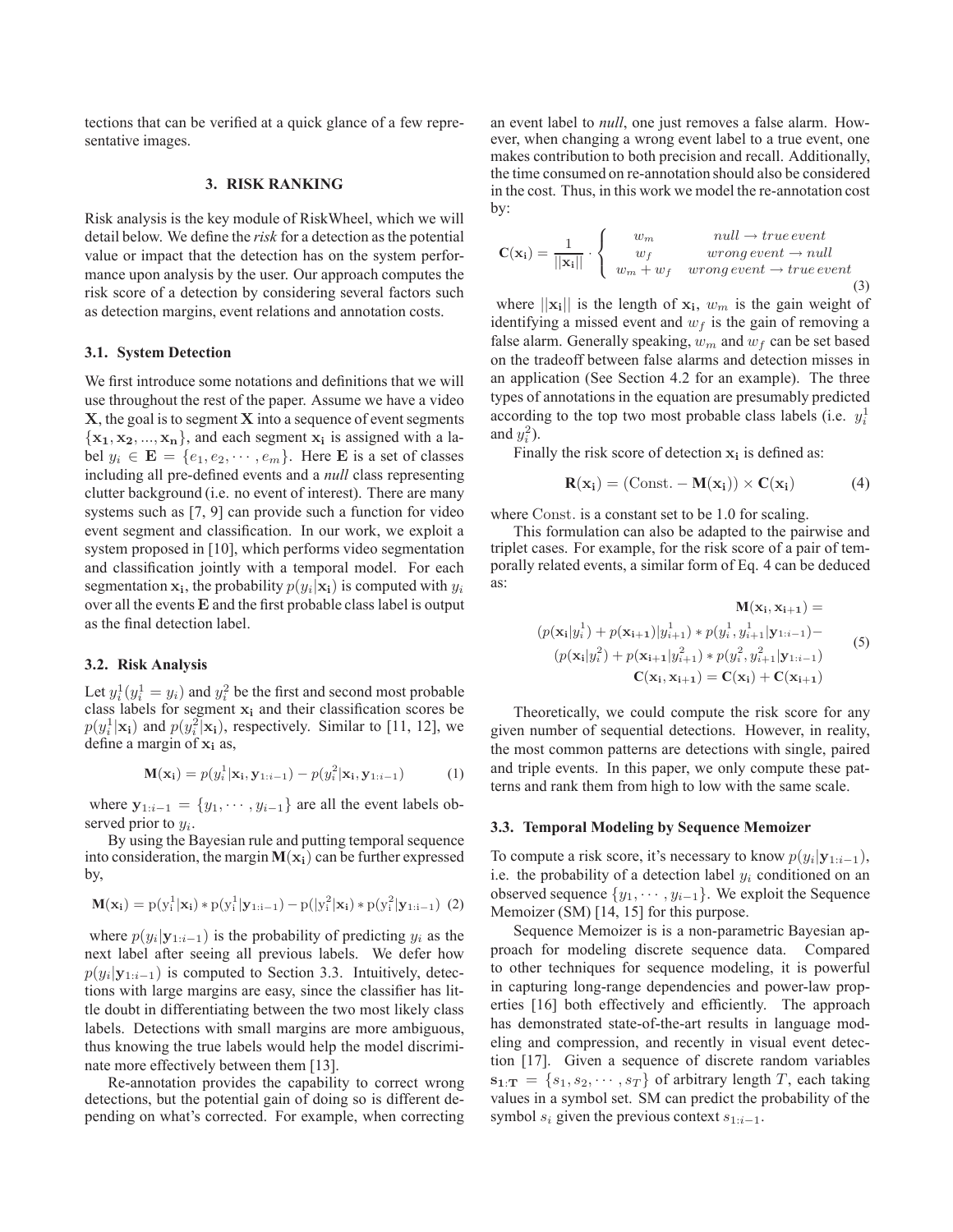tections that can be verified at a quick glance of a few representative images.

## 3. RISK RANKING

Risk analysis is the key module of RiskWheel, which we will detail below. We define the *risk* for a detection as the potential value or impact that the detection has on the system performance upon analysis by the user. Our approach computes the risk score of a detection by considering several factors such as detection margins, event relations and annotation costs.

### 3.1. System Detection

We first introduce some notations and definitions that we will use throughout the rest of the paper. Assume we have a video $\mathbf{X}$, the goal is to segment $\mathbf{X}$ into a sequence of event segments $\{\mathbf{x_1}, \mathbf{x_2}, ..., \mathbf{x_n}\}$, and each segment $\mathbf{x_i}$ is assigned with a label $y_i \in \mathbf{E} = \{e_1, e_2, \cdots, e_m\}$. Here $\mathbf{E}$ is a set of classes including all pre-defined events and a *null* class representing clutter background (i.e. no event of interest). There are many systems such as [7, 9] that can provide such a function for video event segment and classification. In our work, we exploit a system proposed in [10], which performs video segmentation and classification jointly with a temporal model. For each segmentation $\mathbf{x_i}$, the probability $p(y_i|\mathbf{x_i})$ is computed with $y_i$ over all the events $\mathbf{E}$ and the first probable class label is output as the final detection label.

### 3.2. Risk Analysis

Let $y_i^1 (y_i^1 = y_i)$ and $y_i^2$ be the first and second most probable class labels for segment $\mathbf{x_i}$ and their classification scores be $p(y_i^1|\mathbf{x_i})$ and $p(y_i^2|\mathbf{x_i})$, respectively. Similar to [11, 12], we define a margin of $\mathbf{x_i}$ as,

$$\mathbf{M}(\mathbf{x_i}) = p(y_i^1|\mathbf{x_i}, \mathbf{y}_{1:i-1}) - p(y_i^2|\mathbf{x_i}, \mathbf{y}_{1:i-1}) \quad (1)$$

where $\mathbf{y}_{1:i-1} = \{y_1, \cdots, y_{i-1}\}$ are all the event labels observed prior to $y_i$.

By using the Bayesian rule and putting temporal sequence into consideration, the margin $\mathbf{M}(\mathbf{x_i})$ can be further expressed by,

$$\mathbf{M}(\mathbf{x_i}) = \mathrm{p}(\mathrm{y_i^1}|\mathbf{x_i}) * \mathrm{p}(\mathrm{y_i^1}|\mathbf{y_{1:i-1}}) - \mathrm{p}(|\mathrm{y_i^2}|\mathbf{x_i}) * \mathrm{p}(\mathrm{y_i^2}|\mathbf{y_{1:i-1}}) \quad (2)$$

where $p(y_i|\mathbf{y}_{1:i-1})$ is the probability of predicting $y_i$ as the next label after seeing all previous labels. We defer how $p(y_i|\mathbf{y}_{1:i-1})$ is computed to Section 3.3. Intuitively, detections with large margins are easy, since the classifier has little doubt in differentiating between the two most likely class labels. Detections with small margins are more ambiguous, thus knowing the true labels would help the model discriminate more effectively between them [13].

Re-annotation provides the capability to correct wrong detections, but the potential gain of doing so is different depending on what's corrected. For example, when correcting an event label to *null*, one just removes a false alarm. However, when changing a wrong event label to a true event, one makes contribution to both precision and recall. Additionally, the time consumed on re-annotation should also be considered in the cost. Thus, in this work we model the re-annotation cost by:

$$\mathbf{C}(\mathbf{x_i}) = \frac{1}{||\mathbf{x_i}||} \cdot \begin{cases} w_m & null \rightarrow true\,event \\ w_f & wrong\,event \rightarrow null \\ w_m + w_f & wrong\,event \rightarrow true\,event \end{cases} \quad (3)$$

where $||\mathbf{x_i}||$ is the length of $\mathbf{x_i}$, $w_m$ is the gain weight of identifying a missed event and $w_f$ is the gain of removing a false alarm. Generally speaking, $w_m$ and $w_f$ can be set based on the tradeoff between false alarms and detection misses in an application (See Section 4.2 for an example). The three types of annotations in the equation are presumably predicted according to the top two most probable class labels (i.e. $y_i^1$ and $y_i^2$).

Finally the risk score of detection $\mathbf{x_i}$ is defined as:

$$\mathbf{R}(\mathbf{x_i}) = (\mathrm{Const.} - \mathbf{M}(\mathbf{x_i})) \times \mathbf{C}(\mathbf{x_i}) \quad (4)$$

where $\mathrm{Const.}$ is a constant set to be 1.0 for scaling.

This formulation can also be adapted to the pairwise and triplet cases. For example, for the risk score of a pair of temporally related events, a similar form of Eq. 4 can be deduced as:

$$\begin{aligned} \mathbf{M}(\mathbf{x_i}, \mathbf{x_{i+1}}) = \\ (p(\mathbf{x_i}|y_i^1) + p(\mathbf{x_{i+1}})|y_{i+1}^1) * p(y_i^1, y_{i+1}^1|\mathbf{y}_{1:i-1}) - \\ (p(\mathbf{x_i}|y_i^2) + p(\mathbf{x_{i+1}}|y_{i+1}^2) * p(y_i^2, y_{i+1}^2|\mathbf{y}_{1:i-1}) \\ \mathbf{C}(\mathbf{x_i}, \mathbf{x_{i+1}}) = \mathbf{C}(\mathbf{x_i}) + \mathbf{C}(\mathbf{x_{i+1}}) \end{aligned} \quad (5)$$

Theoretically, we could compute the risk score for any given number of sequential detections. However, in reality, the most common patterns are detections with single, paired and triple events. In this paper, we only compute these patterns and rank them from high to low with the same scale.

### 3.3. Temporal Modeling by Sequence Memoizer

To compute a risk score, it's necessary to know $p(y_i|\mathbf{y}_{1:i-1})$, i.e. the probability of a detection label $y_i$ conditioned on an observed sequence $\{y_1, \cdots, y_{i-1}\}$. We exploit the Sequence Memoizer (SM) [14, 15] for this purpose.

Sequence Memoizer is is a non-parametric Bayesian approach for modeling discrete sequence data. Compared to other techniques for sequence modeling, it is powerful in capturing long-range dependencies and power-law properties [16] both effectively and efficiently. The approach has demonstrated state-of-the-art results in language modeling and compression, and recently in visual event detection [17]. Given a sequence of discrete random variables $\mathbf{s_{1:T}} = \{s_1, s_2, \cdots, s_T\}$ of arbitrary length $T$, each taking values in a symbol set. SM can predict the probability of the symbol $s_i$ given the previous context $s_{1:i-1}$.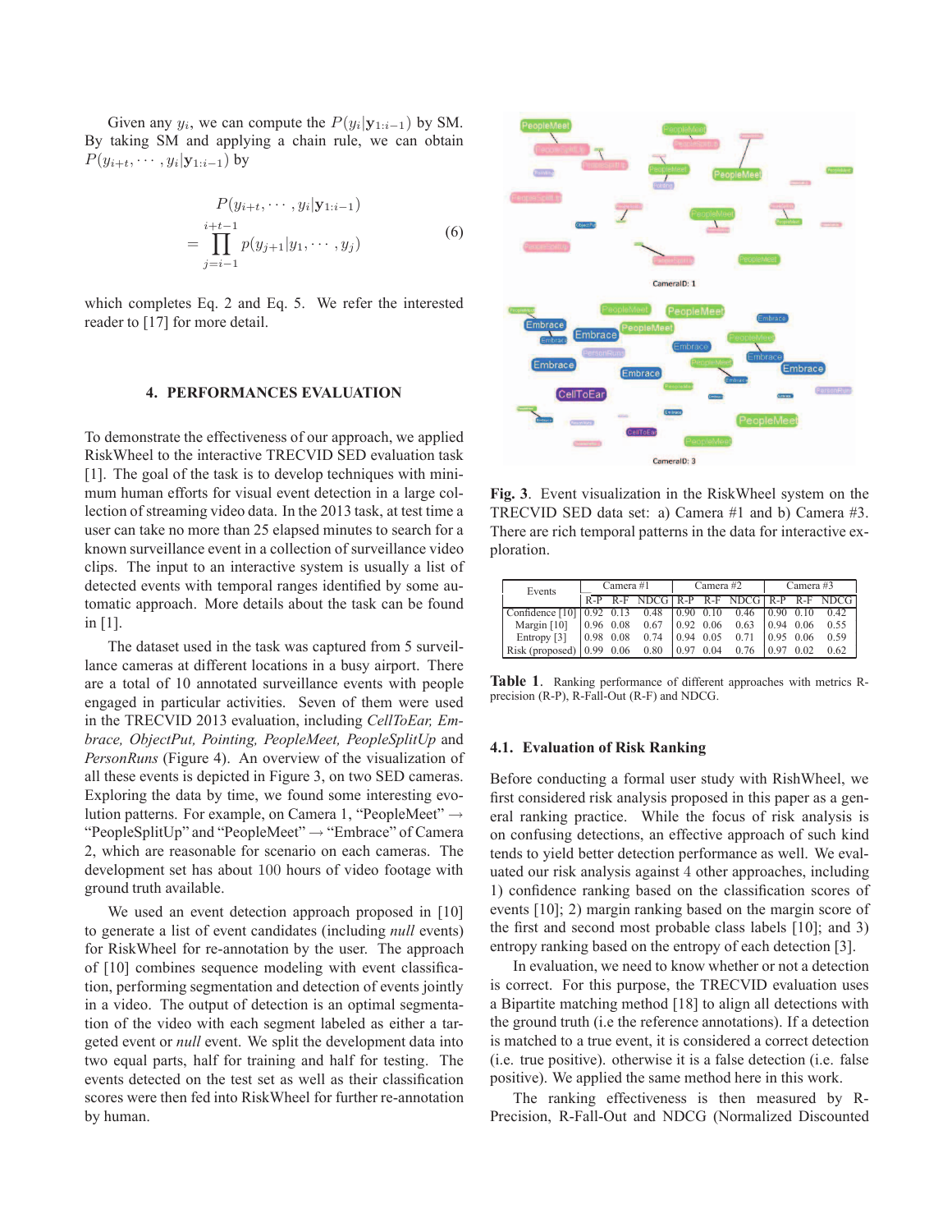Given any $y_i$, we can compute the $P(y_i|\mathbf{y}_{1:i-1})$ by SM. By taking SM and applying a chain rule, we can obtain $P(y_{i+t}, \cdots, y_i|\mathbf{y}_{1:i-1})$ by

$$
\begin{aligned}
& P(y_{i+t}, \cdots, y_i|\mathbf{y}_{1:i-1}) \\
= & \prod_{j=i-1}^{i+t-1} p(y_{j+1}|y_1, \cdots, y_j)
\end{aligned} \tag{6}
$$

which completes Eq. 2 and Eq. 5. We refer the interested reader to [17] for more detail.

## 4. PERFORMANCES EVALUATION

To demonstrate the effectiveness of our approach, we applied RiskWheel to the interactive TRECVID SED evaluation task [1]. The goal of the task is to develop techniques with minimum human efforts for visual event detection in a large collection of streaming video data. In the 2013 task, at test time a user can take no more than 25 elapsed minutes to search for a known surveillance event in a collection of surveillance video clips. The input to an interactive system is usually a list of detected events with temporal ranges identified by some automatic approach. More details about the task can be found in [1].

The dataset used in the task was captured from 5 surveillance cameras at different locations in a busy airport. There are a total of 10 annotated surveillance events with people engaged in particular activities. Seven of them were used in the TRECVID 2013 evaluation, including *CellToEar, Embrace, ObjectPut, Pointing, PeopleMeet, PeopleSplitUp* and *PersonRuns* (Figure 4). An overview of the visualization of all these events is depicted in Figure 3, on two SED cameras. Exploring the data by time, we found some interesting evolution patterns. For example, on Camera 1, "PeopleMeet" → "PeopleSplitUp" and "PeopleMeet" → "Embrace" of Camera 2, which are reasonable for scenario on each cameras. The development set has about 100 hours of video footage with ground truth available.

We used an event detection approach proposed in [10] to generate a list of event candidates (including *null* events) for RiskWheel for re-annotation by the user. The approach of [10] combines sequence modeling with event classification, performing segmentation and detection of events jointly in a video. The output of detection is an optimal segmentation of the video with each segment labeled as either a targeted event or *null* event. We split the development data into two equal parts, half for training and half for testing. The events detected on the test set as well as their classification scores were then fed into RiskWheel for further re-annotation by human.

**Fig. 3**. Event visualization in the RiskWheel system on the TRECVID SED data set: a) Camera #1 and b) Camera #3. There are rich temporal patterns in the data for interactive exploration.

| Events | Camera #1 | | | Camera #2 | | | Camera #3 | | |
|---|---|---|---|---|---|---|---|---|---|
| | R-P | R-F | NDCG | R-P | R-F | NDCG | R-P | R-F | NDCG |
| Confidence [10] | 0.92 | 0.13 | 0.48 | 0.90 | 0.10 | 0.46 | 0.90 | 0.10 | 0.42 |
| Margin [10] | 0.96 | 0.08 | 0.67 | 0.92 | 0.06 | 0.63 | 0.94 | 0.06 | 0.55 |
| Entropy [3] | 0.98 | 0.08 | 0.74 | 0.94 | 0.05 | 0.71 | 0.95 | 0.06 | 0.59 |
| Risk (proposed) | 0.99 | 0.06 | 0.80 | 0.97 | 0.04 | 0.76 | 0.97 | 0.02 | 0.62 |

**Table 1**. Ranking performance of different approaches with metrics R-precision (R-P), R-Fall-Out (R-F) and NDCG.

### 4.1. Evaluation of Risk Ranking

Before conducting a formal user study with RishWheel, we first considered risk analysis proposed in this paper as a general ranking practice. While the focus of risk analysis is on confusing detections, an effective approach of such kind tends to yield better detection performance as well. We evaluated our risk analysis against 4 other approaches, including 1) confidence ranking based on the classification scores of events [10]; 2) margin ranking based on the margin score of the first and second most probable class labels [10]; and 3) entropy ranking based on the entropy of each detection [3].

In evaluation, we need to know whether or not a detection is correct. For this purpose, the TRECVID evaluation uses a Bipartite matching method [18] to align all detections with the ground truth (i.e the reference annotations). If a detection is matched to a true event, it is considered a correct detection (i.e. true positive). otherwise it is a false detection (i.e. false positive). We applied the same method here in this work.

The ranking effectiveness is then measured by R-Precision, R-Fall-Out and NDCG (Normalized Discounted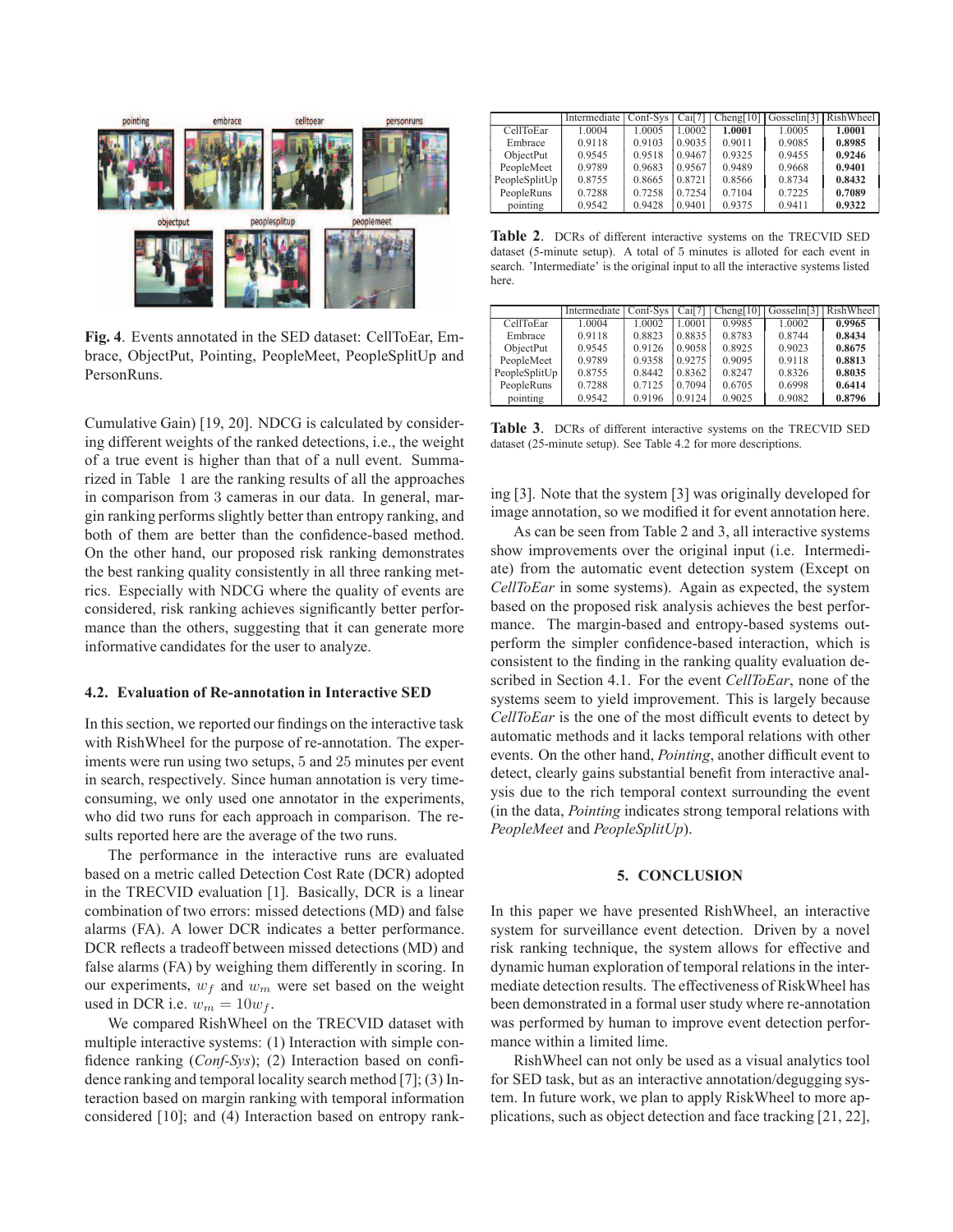Fig. 4. Events annotated in the SED dataset: CellToEar, Embrace, ObjectPut, Pointing, PeopleMeet, PeopleSplitUp and PersonRuns.

Cumulative Gain) [19, 20]. NDCG is calculated by considering different weights of the ranked detections, i.e., the weight of a true event is higher than that of a null event. Summarized in Table 1 are the ranking results of all the approaches in comparison from 3 cameras in our data. In general, margin ranking performs slightly better than entropy ranking, and both of them are better than the confidence-based method. On the other hand, our proposed risk ranking demonstrates the best ranking quality consistently in all three ranking metrics. Especially with NDCG where the quality of events are considered, risk ranking achieves significantly better performance than the others, suggesting that it can generate more informative candidates for the user to analyze.

### 4.2. Evaluation of Re-annotation in Interactive SED

In this section, we reported our findings on the interactive task with RishWheel for the purpose of re-annotation. The experiments were run using two setups, 5 and 25 minutes per event in search, respectively. Since human annotation is very time-consuming, we only used one annotator in the experiments, who did two runs for each approach in comparison. The results reported here are the average of the two runs.

The performance in the interactive runs are evaluated based on a metric called Detection Cost Rate (DCR) adopted in the TRECVID evaluation [1]. Basically, DCR is a linear combination of two errors: missed detections (MD) and false alarms (FA). A lower DCR indicates a better performance. DCR reflects a tradeoff between missed detections (MD) and false alarms (FA) by weighing them differently in scoring. In our experiments, $w_f$ and $w_m$ were set based on the weight used in DCR i.e. $w_m = 10w_f$.

We compared RishWheel on the TRECVID dataset with multiple interactive systems: (1) Interaction with simple confidence ranking (*Conf-Sys*); (2) Interaction based on confidence ranking and temporal locality search method [7]; (3) Interaction based on margin ranking with temporal information considered [10]; and (4) Interaction based on entropy ranking [3]. Note that the system [3] was originally developed for image annotation, so we modified it for event annotation here.

| | Intermediate | Conf-Sys | Cai[7] | Cheng[10] | Gosselin[3] | RishWheel |
|---|---|---|---|---|---|---|
| CellToEar | 1.0004 | 1.0005 | 1.0002 | **1.0001** | 1.0005 | **1.0001** |
| Embrace | 0.9118 | 0.9103 | 0.9035 | 0.9011 | 0.9085 | **0.8985** |
| ObjectPut | 0.9545 | 0.9518 | 0.9467 | 0.9325 | 0.9455 | **0.9246** |
| PeopleMeet | 0.9789 | 0.9683 | 0.9567 | 0.9489 | 0.9668 | **0.9401** |
| PeopleSplitUp | 0.8755 | 0.8665 | 0.8721 | 0.8566 | 0.8734 | **0.8432** |
| PeopleRuns | 0.7288 | 0.7258 | 0.7254 | 0.7104 | 0.7225 | **0.7089** |
| pointing | 0.9542 | 0.9428 | 0.9401 | 0.9375 | 0.9411 | **0.9322** |

**Table 2**. DCRs of different interactive systems on the TRECVID SED dataset (5-minute setup). A total of 5 minutes is alloted for each event in search. 'Intermediate' is the original input to all the interactive systems listed here.

| | Intermediate | Conf-Sys | Cai[7] | Cheng[10] | Gosselin[3] | RishWheel |
|---|---|---|---|---|---|---|
| CellToEar | 1.0004 | 1.0002 | 1.0001 | 0.9985 | 1.0002 | **0.9965** |
| Embrace | 0.9118 | 0.8823 | 0.8835 | 0.8783 | 0.8744 | **0.8434** |
| ObjectPut | 0.9545 | 0.9126 | 0.9058 | 0.8925 | 0.9023 | **0.8675** |
| PeopleMeet | 0.9789 | 0.9358 | 0.9275 | 0.9095 | 0.9118 | **0.8813** |
| PeopleSplitUp | 0.8755 | 0.8442 | 0.8362 | 0.8247 | 0.8326 | **0.8035** |
| PeopleRuns | 0.7288 | 0.7125 | 0.7094 | 0.6705 | 0.6998 | **0.6414** |
| pointing | 0.9542 | 0.9196 | 0.9124 | 0.9025 | 0.9082 | **0.8796** |

**Table 3**. DCRs of different interactive systems on the TRECVID SED dataset (25-minute setup). See Table 4.2 for more descriptions.

As can be seen from Table 2 and 3, all interactive systems show improvements over the original input (i.e. Intermediate) from the automatic event detection system (Except on *CellToEar* in some systems). Again as expected, the system based on the proposed risk analysis achieves the best performance. The margin-based and entropy-based systems outperform the simpler confidence-based interaction, which is consistent to the finding in the ranking quality evaluation described in Section 4.1. For the event *CellToEar*, none of the systems seem to yield improvement. This is largely because *CellToEar* is the one of the most difficult events to detect by automatic methods and it lacks temporal relations with other events. On the other hand, *Pointing*, another difficult event to detect, clearly gains substantial benefit from interactive analysis due to the rich temporal context surrounding the event (in the data, *Pointing* indicates strong temporal relations with *PeopleMeet* and *PeopleSplitUp*).

## 5. CONCLUSION

In this paper we have presented RishWheel, an interactive system for surveillance event detection. Driven by a novel risk ranking technique, the system allows for effective and dynamic human exploration of temporal relations in the intermediate detection results. The effectiveness of RiskWheel has been demonstrated in a formal user study where re-annotation was performed by human to improve event detection performance within a limited lime.

RishWheel can not only be used as a visual analytics tool for SED task, but as an interactive annotation/degugging system. In future work, we plan to apply RiskWheel to more applications, such as object detection and face tracking [21, 22],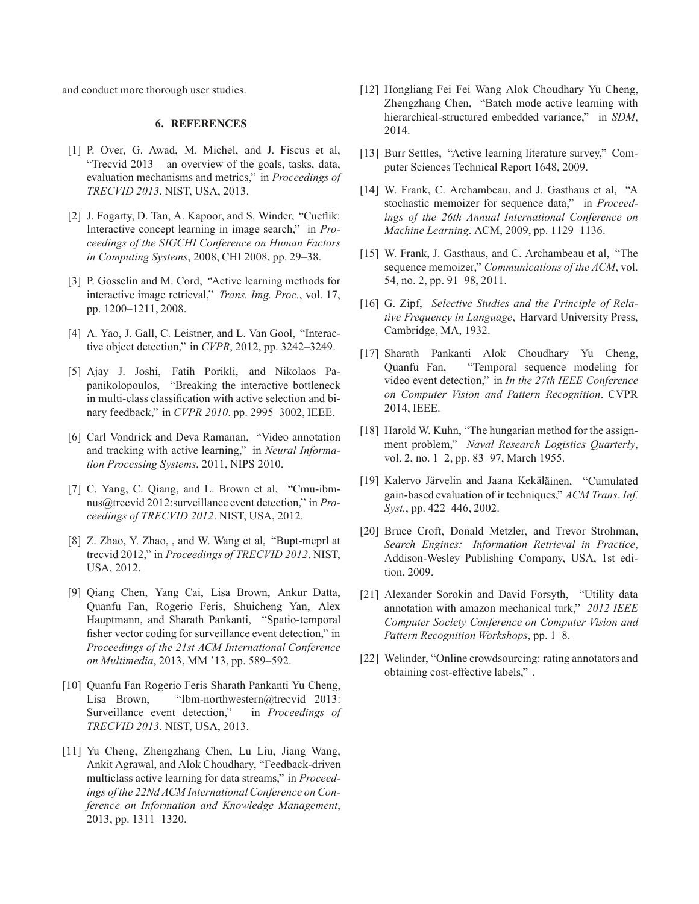and conduct more thorough user studies.

## 6. REFERENCES

[1] P. Over, G. Awad, M. Michel, and J. Fiscus et al, "Trecvid 2013 – an overview of the goals, tasks, data, evaluation mechanisms and metrics," in *Proceedings of TRECVID 2013*. NIST, USA, 2013.

[2] J. Fogarty, D. Tan, A. Kapoor, and S. Winder, "Cueflik: Interactive concept learning in image search," in *Proceedings of the SIGCHI Conference on Human Factors in Computing Systems*, 2008, CHI 2008, pp. 29–38.

[3] P. Gosselin and M. Cord, "Active learning methods for interactive image retrieval," *Trans. Img. Proc.*, vol. 17, pp. 1200–1211, 2008.

[4] A. Yao, J. Gall, C. Leistner, and L. Van Gool, "Interactive object detection," in *CVPR*, 2012, pp. 3242–3249.

[5] Ajay J. Joshi, Fatih Porikli, and Nikolaos Papanikolopoulos, "Breaking the interactive bottleneck in multi-class classification with active selection and binary feedback," in *CVPR 2010*. pp. 2995–3002, IEEE.

[6] Carl Vondrick and Deva Ramanan, "Video annotation and tracking with active learning," in *Neural Information Processing Systems*, 2011, NIPS 2010.

[7] C. Yang, C. Qiang, and L. Brown et al, "Cmu-ibm-nus@trecvid 2012:surveillance event detection," in *Proceedings of TRECVID 2012*. NIST, USA, 2012.

[8] Z. Zhao, Y. Zhao, , and W. Wang et al, "Bupt-mcprl at trecvid 2012," in *Proceedings of TRECVID 2012*. NIST, USA, 2012.

[9] Qiang Chen, Yang Cai, Lisa Brown, Ankur Datta, Quanfu Fan, Rogerio Feris, Shuicheng Yan, Alex Hauptmann, and Sharath Pankanti, "Spatio-temporal fisher vector coding for surveillance event detection," in *Proceedings of the 21st ACM International Conference on Multimedia*, 2013, MM '13, pp. 589–592.

[10] Quanfu Fan Rogerio Feris Sharath Pankanti Yu Cheng, Lisa Brown, "Ibm-northwestern@trecvid 2013: Surveillance event detection," in *Proceedings of TRECVID 2013*. NIST, USA, 2013.

[11] Yu Cheng, Zhengzhang Chen, Lu Liu, Jiang Wang, Ankit Agrawal, and Alok Choudhary, "Feedback-driven multiclass active learning for data streams," in *Proceedings of the 22Nd ACM International Conference on Conference on Information and Knowledge Management*, 2013, pp. 1311–1320.

[12] Hongliang Fei Fei Wang Alok Choudhary Yu Cheng, Zhengzhang Chen, "Batch mode active learning with hierarchical-structured embedded variance," in *SDM*, 2014.

[13] Burr Settles, "Active learning literature survey," Computer Sciences Technical Report 1648, 2009.

[14] W. Frank, C. Archambeau, and J. Gasthaus et al, "A stochastic memoizer for sequence data," in *Proceedings of the 26th Annual International Conference on Machine Learning*. ACM, 2009, pp. 1129–1136.

[15] W. Frank, J. Gasthaus, and C. Archambeau et al, "The sequence memoizer," *Communications of the ACM*, vol. 54, no. 2, pp. 91–98, 2011.

[16] G. Zipf, *Selective Studies and the Principle of Relative Frequency in Language*, Harvard University Press, Cambridge, MA, 1932.

[17] Sharath Pankanti Alok Choudhary Yu Cheng, Quanfu Fan, "Temporal sequence modeling for video event detection," in *In the 27th IEEE Conference on Computer Vision and Pattern Recognition*. CVPR 2014, IEEE.

[18] Harold W. Kuhn, "The hungarian method for the assignment problem," *Naval Research Logistics Quarterly*, vol. 2, no. 1–2, pp. 83–97, March 1955.

[19] Kalervo Järvelin and Jaana Kekäläinen, "Cumulated gain-based evaluation of ir techniques," *ACM Trans. Inf. Syst.*, pp. 422–446, 2002.

[20] Bruce Croft, Donald Metzler, and Trevor Strohman, *Search Engines: Information Retrieval in Practice*, Addison-Wesley Publishing Company, USA, 1st edition, 2009.

[21] Alexander Sorokin and David Forsyth, "Utility data annotation with amazon mechanical turk," *2012 IEEE Computer Society Conference on Computer Vision and Pattern Recognition Workshops*, pp. 1–8.

[22] Welinder, "Online crowdsourcing: rating annotators and obtaining cost-effective labels," .